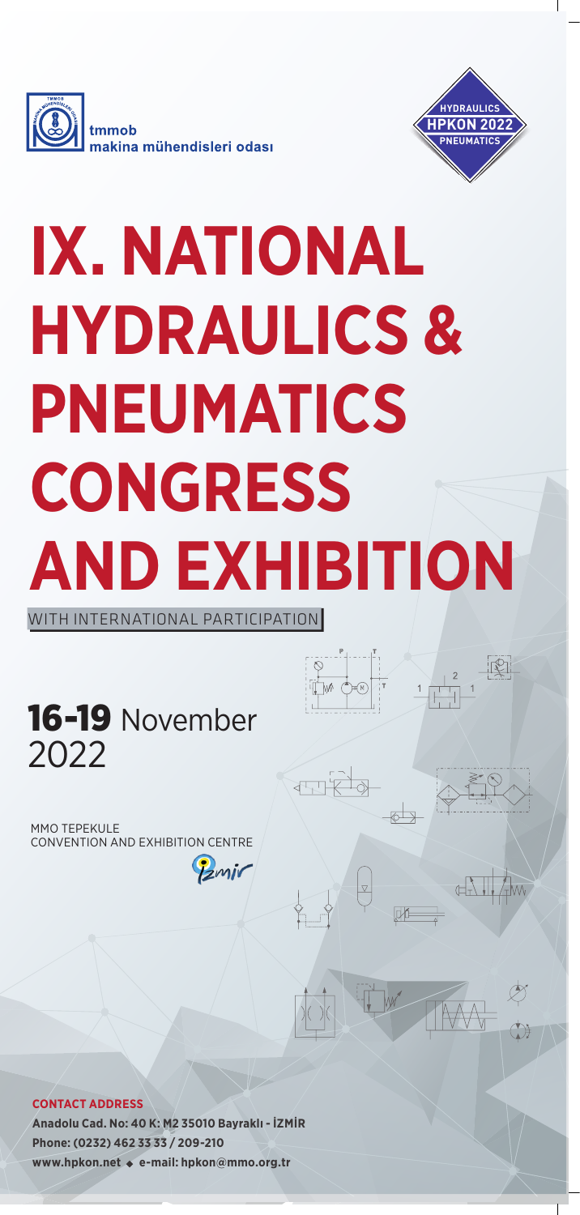tmmob
makina mühendisleri odası

HYDRAULICS
HPKON 2022
PNEUMATICS

# IX. NATIONAL HYDRAULICS & PNEUMATICS CONGRESS AND EXHIBITION

WITH INTERNATIONAL PARTICIPATION

## 16-19 November 2022

MMO TEPEKULE
CONVENTION AND EXHIBITION CENTRE

İzmir

**CONTACT ADDRESS**

**Anadolu Cad. No: 40 K: M2 35010 Bayraklı - İZMİR**
**Phone: (0232) 462 33 33 / 209-210**
**www.hpkon.net ◆ e-mail: hpkon@mmo.org.tr**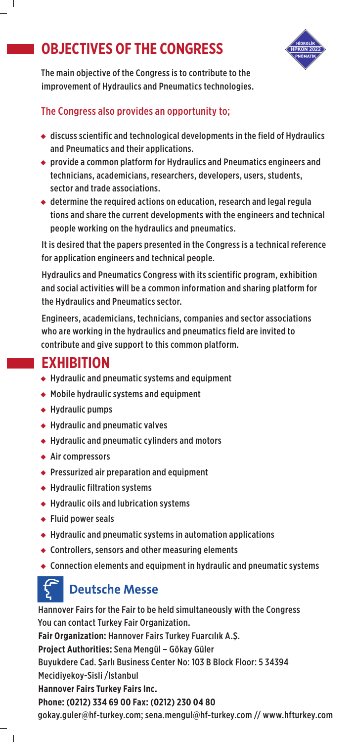## OBJECTIVES OF THE CONGRESS

The main objective of the Congress is to contribute to the improvement of Hydraulics and Pneumatics technologies.

### The Congress also provides an opportunity to;

- discuss scientific and technological developments in the field of Hydraulics and Pneumatics and their applications.
- provide a common platform for Hydraulics and Pneumatics engineers and technicians, academicians, researchers, developers, users, students, sector and trade associations.
- determine the required actions on education, research and legal regula tions and share the current developments with the engineers and technical people working on the hydraulics and pneumatics.

It is desired that the papers presented in the Congress is a technical reference for application engineers and technical people.

Hydraulics and Pneumatics Congress with its scientific program, exhibition and social activities will be a common information and sharing platform for the Hydraulics and Pneumatics sector.

Engineers, academicians, technicians, companies and sector associations who are working in the hydraulics and pneumatics field are invited to contribute and give support to this common platform.

## EXHIBITION

- Hydraulic and pneumatic systems and equipment
- Mobile hydraulic systems and equipment
- Hydraulic pumps
- Hydraulic and pneumatic valves
- Hydraulic and pneumatic cylinders and motors
- Air compressors
- Pressurized air preparation and equipment
- Hydraulic filtration systems
- Hydraulic oils and lubrication systems
- Fluid power seals
- Hydraulic and pneumatic systems in automation applications
- Controllers, sensors and other measuring elements
- Connection elements and equipment in hydraulic and pneumatic systems

**Deutsche Messe**

Hannover Fairs for the Fair to be held simultaneously with the Congress
You can contact Turkey Fair Organization.

**Fair Organization:** Hannover Fairs Turkey Fuarcılık A.Ş.

**Project Authorities:** Sena Mengül – Gökay Güler

Buyukdere Cad. Şarlı Business Center No: 103 B Block Floor: 5 34394
Mecidiyekoy-Sisli /Istanbul

**Hannover Fairs Turkey Fairs Inc.**

**Phone: (0212) 334 69 00 Fax: (0212) 230 04 80**

gokay.guler@hf-turkey.com; sena.mengul@hf-turkey.com // www.hfturkey.com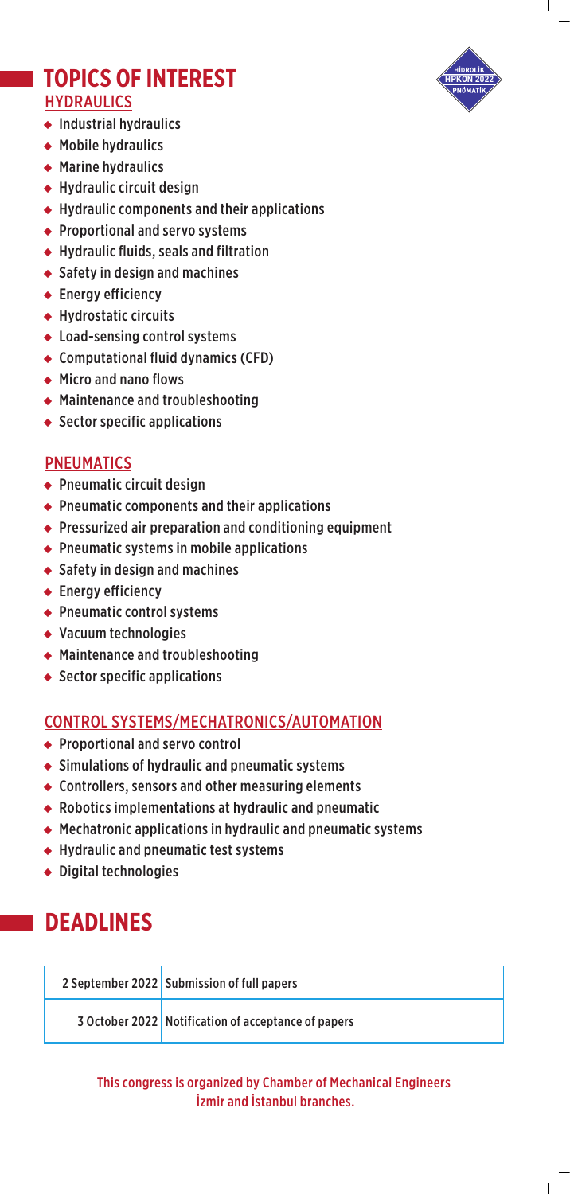# TOPICS OF INTEREST

## HYDRAULICS

- Industrial hydraulics
- Mobile hydraulics
- Marine hydraulics
- Hydraulic circuit design
- Hydraulic components and their applications
- Proportional and servo systems
- Hydraulic fluids, seals and filtration
- Safety in design and machines
- Energy efficiency
- Hydrostatic circuits
- Load-sensing control systems
- Computational fluid dynamics (CFD)
- Micro and nano flows
- Maintenance and troubleshooting
- Sector specific applications

## PNEUMATICS

- Pneumatic circuit design
- Pneumatic components and their applications
- Pressurized air preparation and conditioning equipment
- Pneumatic systems in mobile applications
- Safety in design and machines
- Energy efficiency
- Pneumatic control systems
- Vacuum technologies
- Maintenance and troubleshooting
- Sector specific applications

## CONTROL SYSTEMS/MECHATRONICS/AUTOMATION

- Proportional and servo control
- Simulations of hydraulic and pneumatic systems
- Controllers, sensors and other measuring elements
- Robotics implementations at hydraulic and pneumatic
- Mechatronic applications in hydraulic and pneumatic systems
- Hydraulic and pneumatic test systems
- Digital technologies

# DEADLINES

| | |
|---|---|
| 2 September 2022 | Submission of full papers |
| 3 October 2022 | Notification of acceptance of papers |

This congress is organized by Chamber of Mechanical Engineers İzmir and İstanbul branches.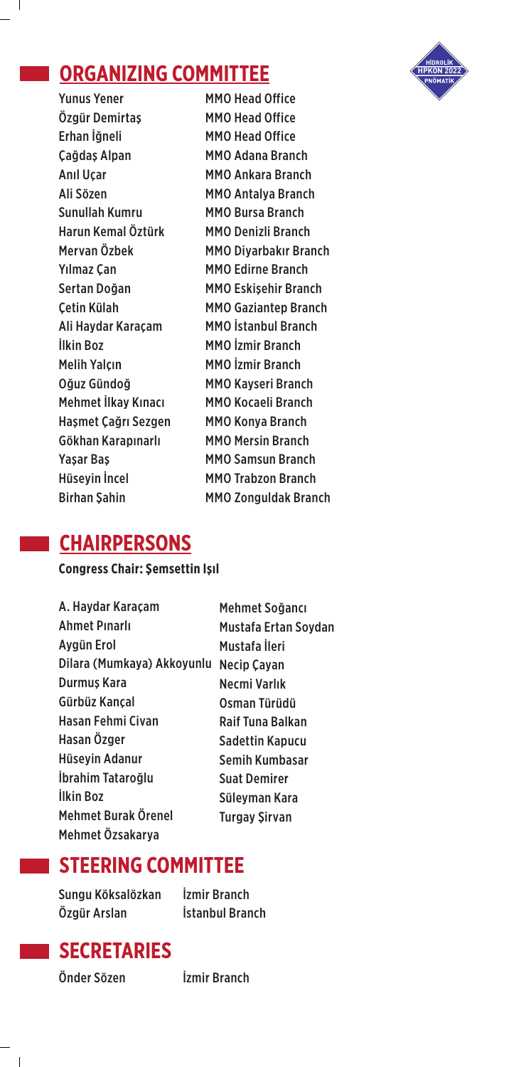## ORGANIZING COMMITTEE

| | |
|---|---|
| Yunus Yener | MMO Head Office |
| Özgür Demirtaş | MMO Head Office |
| Erhan İğneli | MMO Head Office |
| Çağdaş Alpan | MMO Adana Branch |
| Anıl Uçar | MMO Ankara Branch |
| Ali Sözen | MMO Antalya Branch |
| Sunullah Kumru | MMO Bursa Branch |
| Harun Kemal Öztürk | MMO Denizli Branch |
| Mervan Özbek | MMO Diyarbakır Branch |
| Yılmaz Çan | MMO Edirne Branch |
| Sertan Doğan | MMO Eskişehir Branch |
| Çetin Külah | MMO Gaziantep Branch |
| Ali Haydar Karaçam | MMO İstanbul Branch |
| İlkin Boz | MMO İzmir Branch |
| Melih Yalçın | MMO İzmir Branch |
| Oğuz Gündoğ | MMO Kayseri Branch |
| Mehmet İlkay Kınacı | MMO Kocaeli Branch |
| Haşmet Çağrı Sezgen | MMO Konya Branch |
| Gökhan Karapınarlı | MMO Mersin Branch |
| Yaşar Baş | MMO Samsun Branch |
| Hüseyin İncel | MMO Trabzon Branch |
| Birhan Şahin | MMO Zonguldak Branch |

## CHAIRPERSONS

**Congress Chair: Şemsettin Işıl**

- A. Haydar Karaçam
- Ahmet Pınarlı
- Aygün Erol
- Dilara (Mumkaya) Akkoyunlu
- Durmuş Kara
- Gürbüz Kançal
- Hasan Fehmi Civan
- Hasan Özger
- Hüseyin Adanur
- İbrahim Tataroğlu
- İlkin Boz
- Mehmet Burak Örenel
- Mehmet Özsakarya
- Mehmet Soğancı
- Mustafa Ertan Soydan
- Mustafa İleri
- Necip Çayan
- Necmi Varlık
- Osman Türüdü
- Raif Tuna Balkan
- Sadettin Kapucu
- Semih Kumbasar
- Suat Demirer
- Süleyman Kara
- Turgay Şirvan

## STEERING COMMITTEE

| | |
|---|---|
| Sungu Köksalözkan | İzmir Branch |
| Özgür Arslan | İstanbul Branch |

## SECRETARIES

| | |
|---|---|
| Önder Sözen | İzmir Branch |